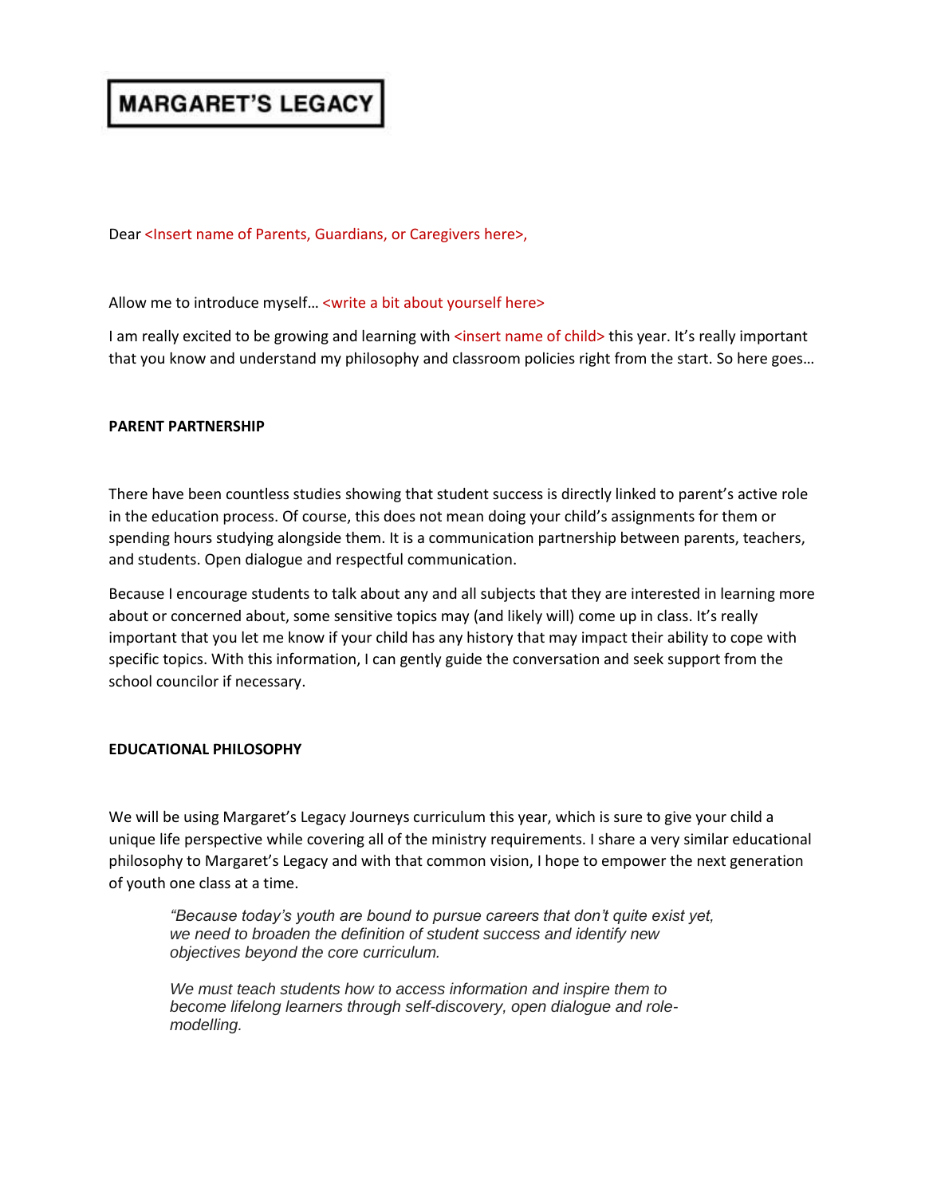# MARGARET'S LEGACY

Dear <Insert name of Parents, Guardians, or Caregivers here>,

Allow me to introduce myself… <write a bit about yourself here>

I am really excited to be growing and learning with <insert name of child> this year. It's really important that you know and understand my philosophy and classroom policies right from the start. So here goes…

**PARENT PARTNERSHIP**

There have been countless studies showing that student success is directly linked to parent's active role in the education process. Of course, this does not mean doing your child's assignments for them or spending hours studying alongside them. It is a communication partnership between parents, teachers, and students. Open dialogue and respectful communication.

Because I encourage students to talk about any and all subjects that they are interested in learning more about or concerned about, some sensitive topics may (and likely will) come up in class. It's really important that you let me know if your child has any history that may impact their ability to cope with specific topics. With this information, I can gently guide the conversation and seek support from the school councilor if necessary.

**EDUCATIONAL PHILOSOPHY**

We will be using Margaret's Legacy Journeys curriculum this year, which is sure to give your child a unique life perspective while covering all of the ministry requirements. I share a very similar educational philosophy to Margaret's Legacy and with that common vision, I hope to empower the next generation of youth one class at a time.

> *"Because today's youth are bound to pursue careers that don't quite exist yet, we need to broaden the definition of student success and identify new objectives beyond the core curriculum.*
>
> *We must teach students how to access information and inspire them to become lifelong learners through self-discovery, open dialogue and role-modelling.*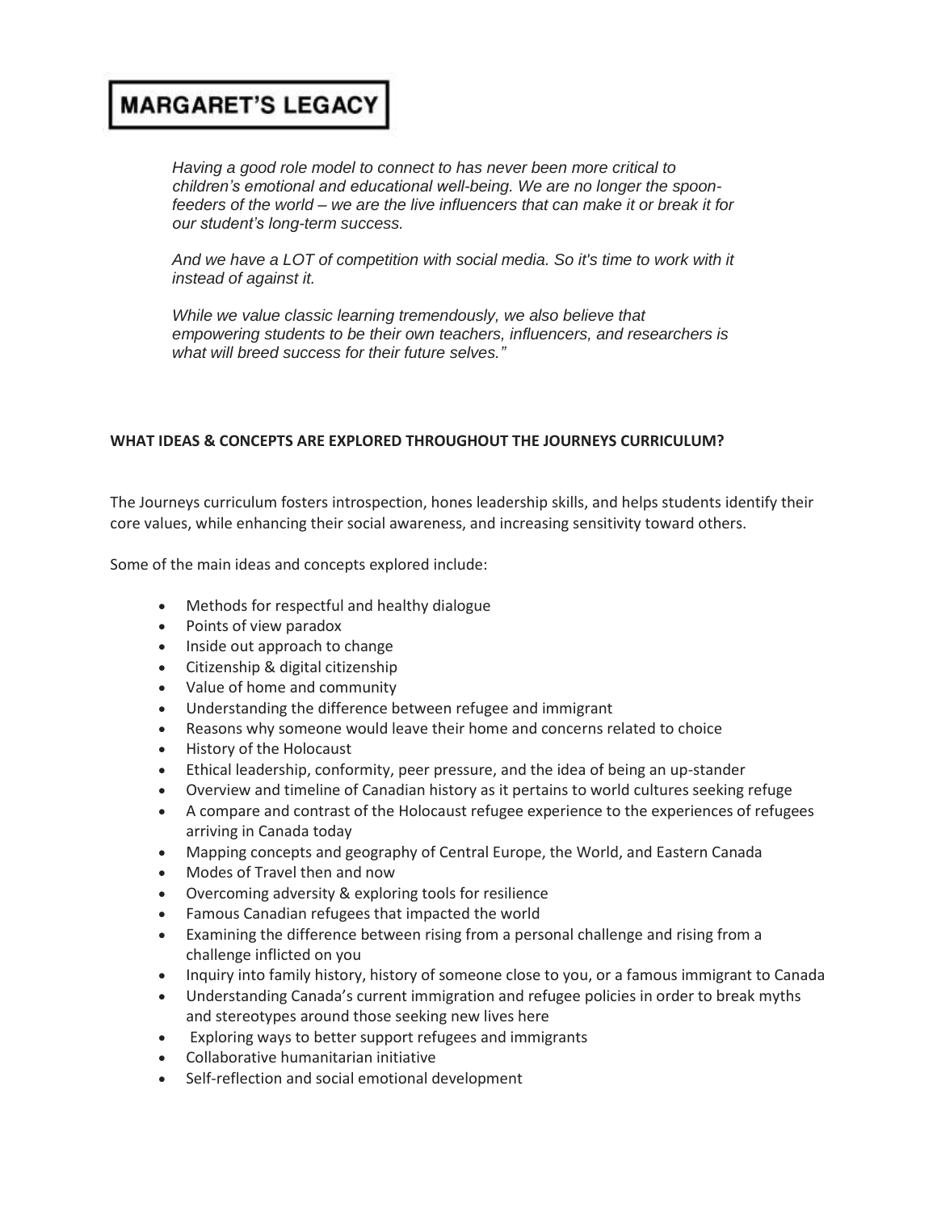# MARGARET'S LEGACY

*Having a good role model to connect to has never been more critical to children's emotional and educational well-being. We are no longer the spoon-feeders of the world – we are the live influencers that can make it or break it for our student's long-term success.*

*And we have a LOT of competition with social media. So it's time to work with it instead of against it.*

*While we value classic learning tremendously, we also believe that empowering students to be their own teachers, influencers, and researchers is what will breed success for their future selves."*

**WHAT IDEAS & CONCEPTS ARE EXPLORED THROUGHOUT THE JOURNEYS CURRICULUM?**

The Journeys curriculum fosters introspection, hones leadership skills, and helps students identify their core values, while enhancing their social awareness, and increasing sensitivity toward others.

Some of the main ideas and concepts explored include:

- Methods for respectful and healthy dialogue
- Points of view paradox
- Inside out approach to change
- Citizenship & digital citizenship
- Value of home and community
- Understanding the difference between refugee and immigrant
- Reasons why someone would leave their home and concerns related to choice
- History of the Holocaust
- Ethical leadership, conformity, peer pressure, and the idea of being an up-stander
- Overview and timeline of Canadian history as it pertains to world cultures seeking refuge
- A compare and contrast of the Holocaust refugee experience to the experiences of refugees arriving in Canada today
- Mapping concepts and geography of Central Europe, the World, and Eastern Canada
- Modes of Travel then and now
- Overcoming adversity & exploring tools for resilience
- Famous Canadian refugees that impacted the world
- Examining the difference between rising from a personal challenge and rising from a challenge inflicted on you
- Inquiry into family history, history of someone close to you, or a famous immigrant to Canada
- Understanding Canada's current immigration and refugee policies in order to break myths and stereotypes around those seeking new lives here
- Exploring ways to better support refugees and immigrants
- Collaborative humanitarian initiative
- Self-reflection and social emotional development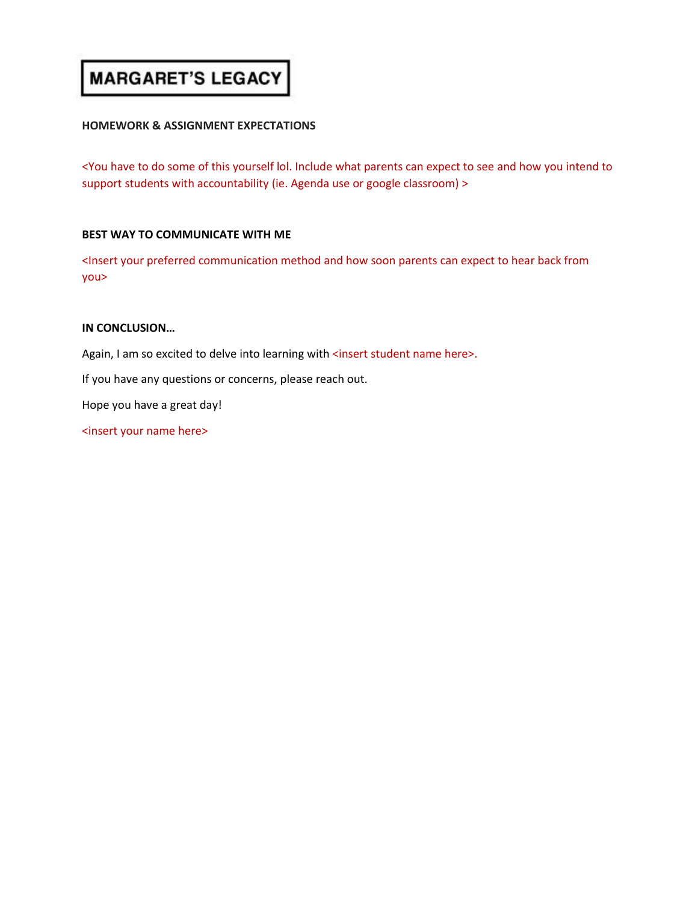MARGARET'S LEGACY

**HOMEWORK & ASSIGNMENT EXPECTATIONS**

<You have to do some of this yourself lol. Include what parents can expect to see and how you intend to support students with accountability (ie. Agenda use or google classroom) >

**BEST WAY TO COMMUNICATE WITH ME**

<Insert your preferred communication method and how soon parents can expect to hear back from you>

**IN CONCLUSION…**

Again, I am so excited to delve into learning with <insert student name here>.

If you have any questions or concerns, please reach out.

Hope you have a great day!

<insert your name here>